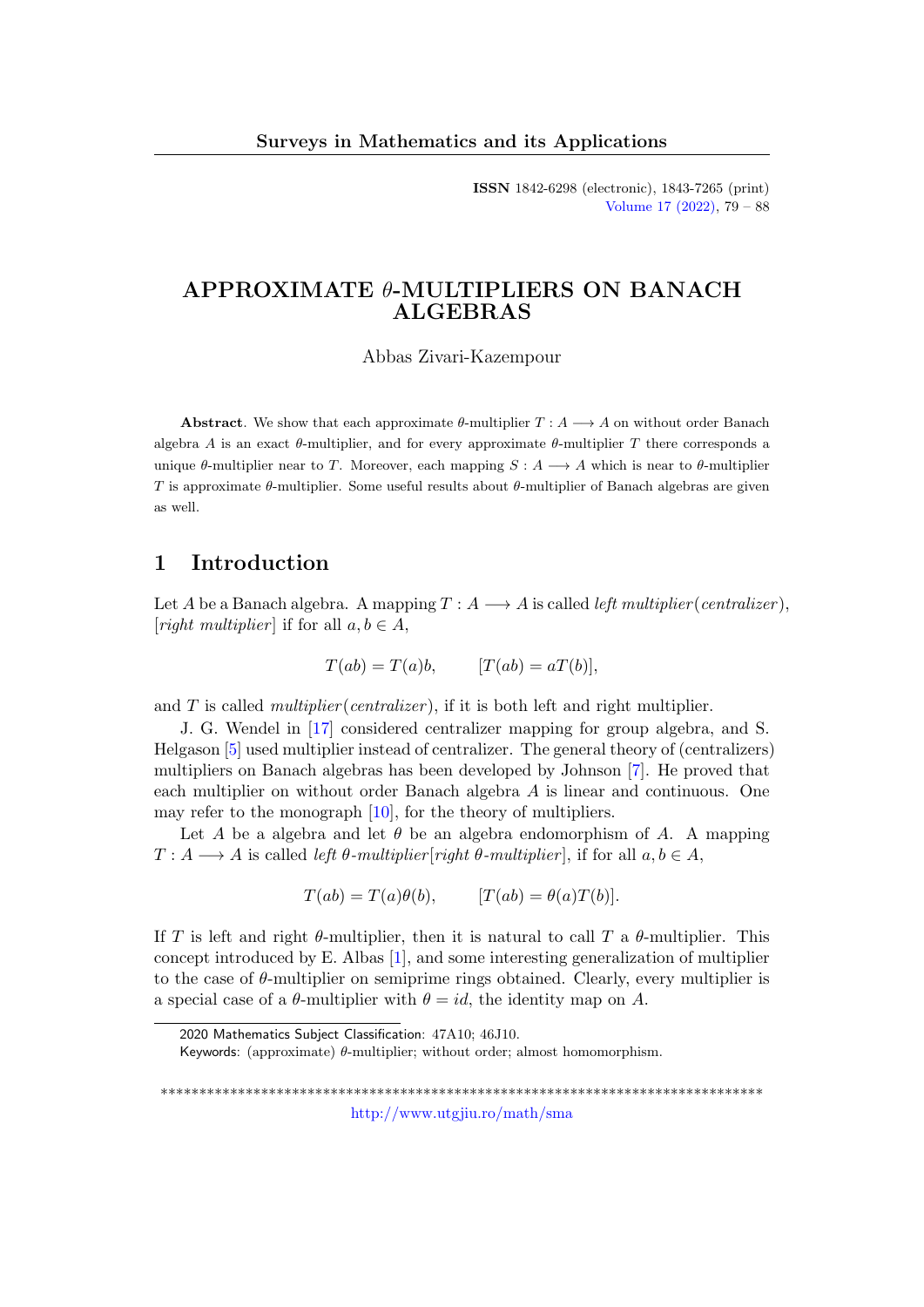# APPROXIMATE $\theta$-MULTIPLIERS ON BANACH ALGEBRAS

Abbas Zivari-Kazempour

**Abstract**. We show that each approximate $\theta$-multiplier $T : A \longrightarrow A$ on without order Banach algebra $A$ is an exact $\theta$-multiplier, and for every approximate $\theta$-multiplier $T$ there corresponds a unique $\theta$-multiplier near to $T$. Moreover, each mapping $S : A \longrightarrow A$ which is near to $\theta$-multiplier $T$ is approximate $\theta$-multiplier. Some useful results about $\theta$-multiplier of Banach algebras are given as well.

## 1 Introduction

Let $A$ be a Banach algebra. A mapping $T : A \longrightarrow A$ is called *left multiplier*(*centralizer*), [*right multiplier*] if for all $a, b \in A$,

$$T(ab) = T(a)b, \qquad [T(ab) = aT(b)],$$

and $T$ is called *multiplier*(*centralizer*), if it is both left and right multiplier.

J. G. Wendel in [17] considered centralizer mapping for group algebra, and S. Helgason [5] used multiplier instead of centralizer. The general theory of (centralizers) multipliers on Banach algebras has been developed by Johnson [7]. He proved that each multiplier on without order Banach algebra $A$ is linear and continuous. One may refer to the monograph [10], for the theory of multipliers.

Let $A$ be a algebra and let $\theta$ be an algebra endomorphism of $A$. A mapping $T : A \longrightarrow A$ is called *left $\theta$-multiplier*[*right $\theta$-multiplier*], if for all $a, b \in A$,

$$T(ab) = T(a)\theta(b), \qquad [T(ab) = \theta(a)T(b)].$$

If $T$ is left and right $\theta$-multiplier, then it is natural to call $T$ a $\theta$-multiplier. This concept introduced by E. Albas [1], and some interesting generalization of multiplier to the case of $\theta$-multiplier on semiprime rings obtained. Clearly, every multiplier is a special case of a $\theta$-multiplier with $\theta = id$, the identity map on $A$.

2020 Mathematics Subject Classification: 47A10; 46J10.

Keywords: (approximate) $\theta$-multiplier; without order; almost homomorphism.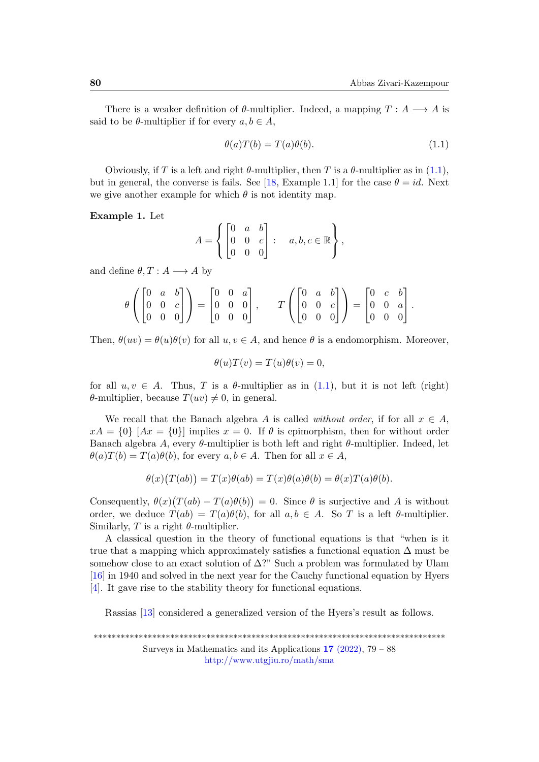There is a weaker definition of $\theta$-multiplier. Indeed, a mapping $T : A \longrightarrow A$ is said to be $\theta$-multiplier if for every $a, b \in A$,

$$\theta(a)T(b) = T(a)\theta(b). \tag{1.1}$$

Obviously, if $T$ is a left and right $\theta$-multiplier, then $T$ is a $\theta$-multiplier as in (1.1), but in general, the converse is fails. See [18, Example 1.1] for the case $\theta = id$. Next we give another example for which $\theta$ is not identity map.

**Example 1.** Let

$$A = \left\{ \begin{bmatrix} 0 & a & b \\ 0 & 0 & c \\ 0 & 0 & 0 \end{bmatrix} : \quad a, b, c \in \mathbb{R} \right\},$$

and define $\theta, T : A \longrightarrow A$ by

$$\theta\left( \begin{bmatrix} 0 & a & b \\ 0 & 0 & c \\ 0 & 0 & 0 \end{bmatrix} \right) = \begin{bmatrix} 0 & 0 & a \\ 0 & 0 & 0 \\ 0 & 0 & 0 \end{bmatrix}, \qquad T\left( \begin{bmatrix} 0 & a & b \\ 0 & 0 & c \\ 0 & 0 & 0 \end{bmatrix} \right) = \begin{bmatrix} 0 & c & b \\ 0 & 0 & a \\ 0 & 0 & 0 \end{bmatrix}.$$

Then, $\theta(uv) = \theta(u)\theta(v)$ for all $u, v \in A$, and hence $\theta$ is a endomorphism. Moreover,

$$\theta(u)T(v) = T(u)\theta(v) = 0,$$

for all $u, v \in A$. Thus, $T$ is a $\theta$-multiplier as in (1.1), but it is not left (right) $\theta$-multiplier, because $T(uv) \neq 0$, in general.

We recall that the Banach algebra $A$ is called *without order*, if for all $x \in A$, $xA = \{0\}$ $[Ax = \{0\}]$ implies $x = 0$. If $\theta$ is epimorphism, then for without order Banach algebra $A$, every $\theta$-multiplier is both left and right $\theta$-multiplier. Indeed, let $\theta(a)T(b) = T(a)\theta(b)$, for every $a, b \in A$. Then for all $x \in A$,

$$\theta(x)\big(T(ab)\big) = T(x)\theta(ab) = T(x)\theta(a)\theta(b) = \theta(x)T(a)\theta(b).$$

Consequently, $\theta(x)\big(T(ab) - T(a)\theta(b)\big) = 0$. Since $\theta$ is surjective and $A$ is without order, we deduce $T(ab) = T(a)\theta(b)$, for all $a, b \in A$. So $T$ is a left $\theta$-multiplier. Similarly, $T$ is a right $\theta$-multiplier.

A classical question in the theory of functional equations is that "when is it true that a mapping which approximately satisfies a functional equation $\Delta$ must be somehow close to an exact solution of $\Delta$?" Such a problem was formulated by Ulam [16] in 1940 and solved in the next year for the Cauchy functional equation by Hyers [4]. It gave rise to the stability theory for functional equations.

Rassias [13] considered a generalized version of the Hyers's result as follows.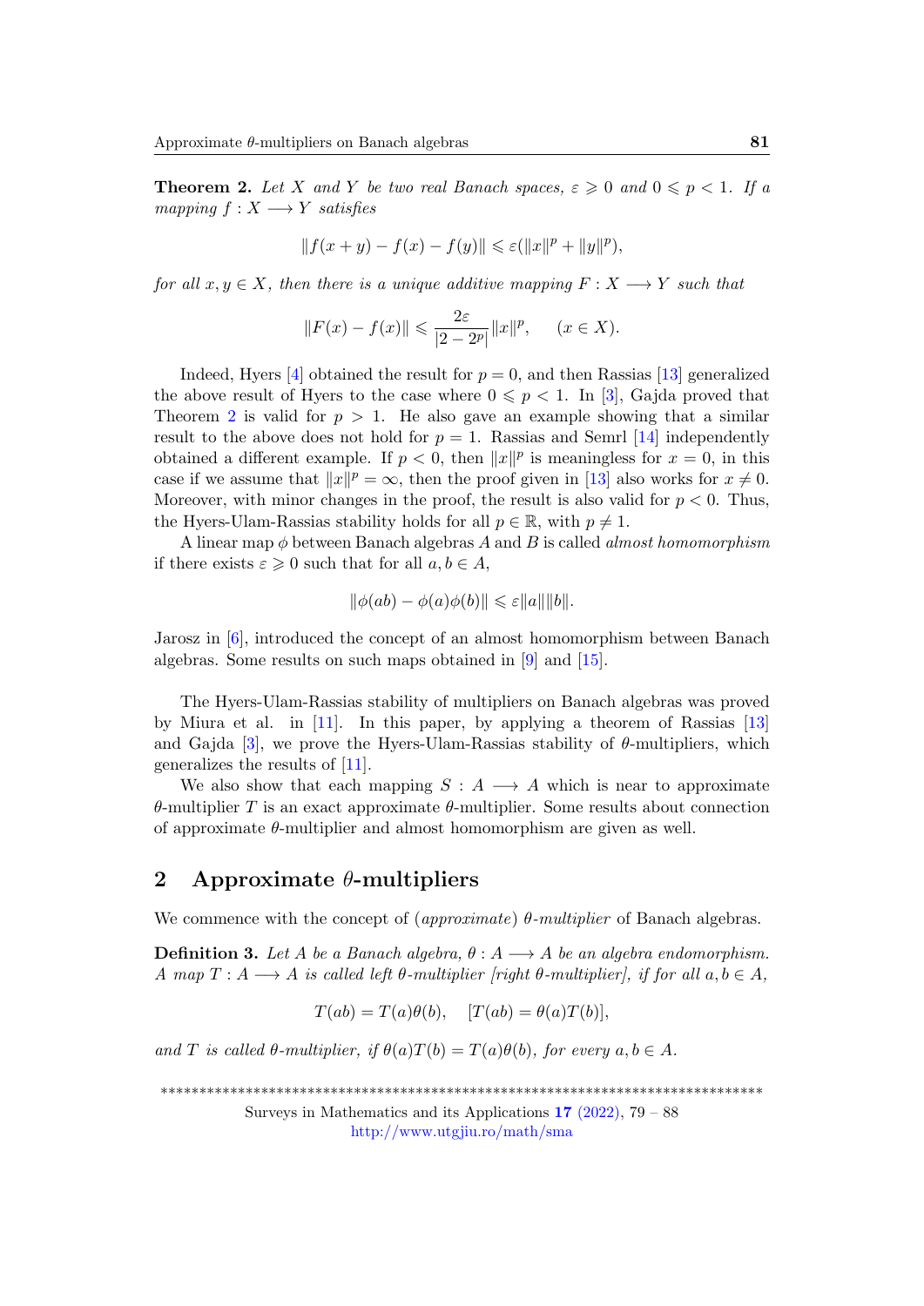**Theorem 2.** *Let $X$ and $Y$ be two real Banach spaces, $\varepsilon \geqslant 0$ and $0 \leqslant p < 1$. If a mapping $f : X \longrightarrow Y$ satisfies*

$$\|f(x+y) - f(x) - f(y)\| \leqslant \varepsilon(\|x\|^p + \|y\|^p),$$

*for all $x, y \in X$, then there is a unique additive mapping $F : X \longrightarrow Y$ such that*

$$\|F(x) - f(x)\| \leqslant \frac{2\varepsilon}{|2 - 2^p|}\|x\|^p, \qquad (x \in X).$$

Indeed, Hyers [4] obtained the result for $p = 0$, and then Rassias [13] generalized the above result of Hyers to the case where $0 \leqslant p < 1$. In [3], Gajda proved that Theorem 2 is valid for $p > 1$. He also gave an example showing that a similar result to the above does not hold for $p = 1$. Rassias and Semrl [14] independently obtained a different example. If $p < 0$, then $\|x\|^p$ is meaningless for $x = 0$, in this case if we assume that $\|x\|^p = \infty$, then the proof given in [13] also works for $x \neq 0$. Moreover, with minor changes in the proof, the result is also valid for $p < 0$. Thus, the Hyers-Ulam-Rassias stability holds for all $p \in \mathbb{R}$, with $p \neq 1$.

A linear map $\phi$ between Banach algebras $A$ and $B$ is called *almost homomorphism* if there exists $\varepsilon \geqslant 0$ such that for all $a, b \in A$,

$$\|\phi(ab) - \phi(a)\phi(b)\| \leqslant \varepsilon\|a\|\|b\|.$$

Jarosz in [6], introduced the concept of an almost homomorphism between Banach algebras. Some results on such maps obtained in [9] and [15].

The Hyers-Ulam-Rassias stability of multipliers on Banach algebras was proved by Miura et al. in [11]. In this paper, by applying a theorem of Rassias [13] and Gajda [3], we prove the Hyers-Ulam-Rassias stability of $\theta$-multipliers, which generalizes the results of [11].

We also show that each mapping $S : A \longrightarrow A$ which is near to approximate $\theta$-multiplier $T$ is an exact approximate $\theta$-multiplier. Some results about connection of approximate $\theta$-multiplier and almost homomorphism are given as well.

## 2 Approximate $\theta$-multipliers

We commence with the concept of (*approximate*) *$\theta$-multiplier* of Banach algebras.

**Definition 3.** *Let $A$ be a Banach algebra, $\theta : A \longrightarrow A$ be an algebra endomorphism. A map $T : A \longrightarrow A$ is called left $\theta$-multiplier [right $\theta$-multiplier], if for all $a, b \in A$,*

$$T(ab) = T(a)\theta(b), \quad [T(ab) = \theta(a)T(b)],$$

*and $T$ is called $\theta$-multiplier, if $\theta(a)T(b) = T(a)\theta(b)$, for every $a, b \in A$.*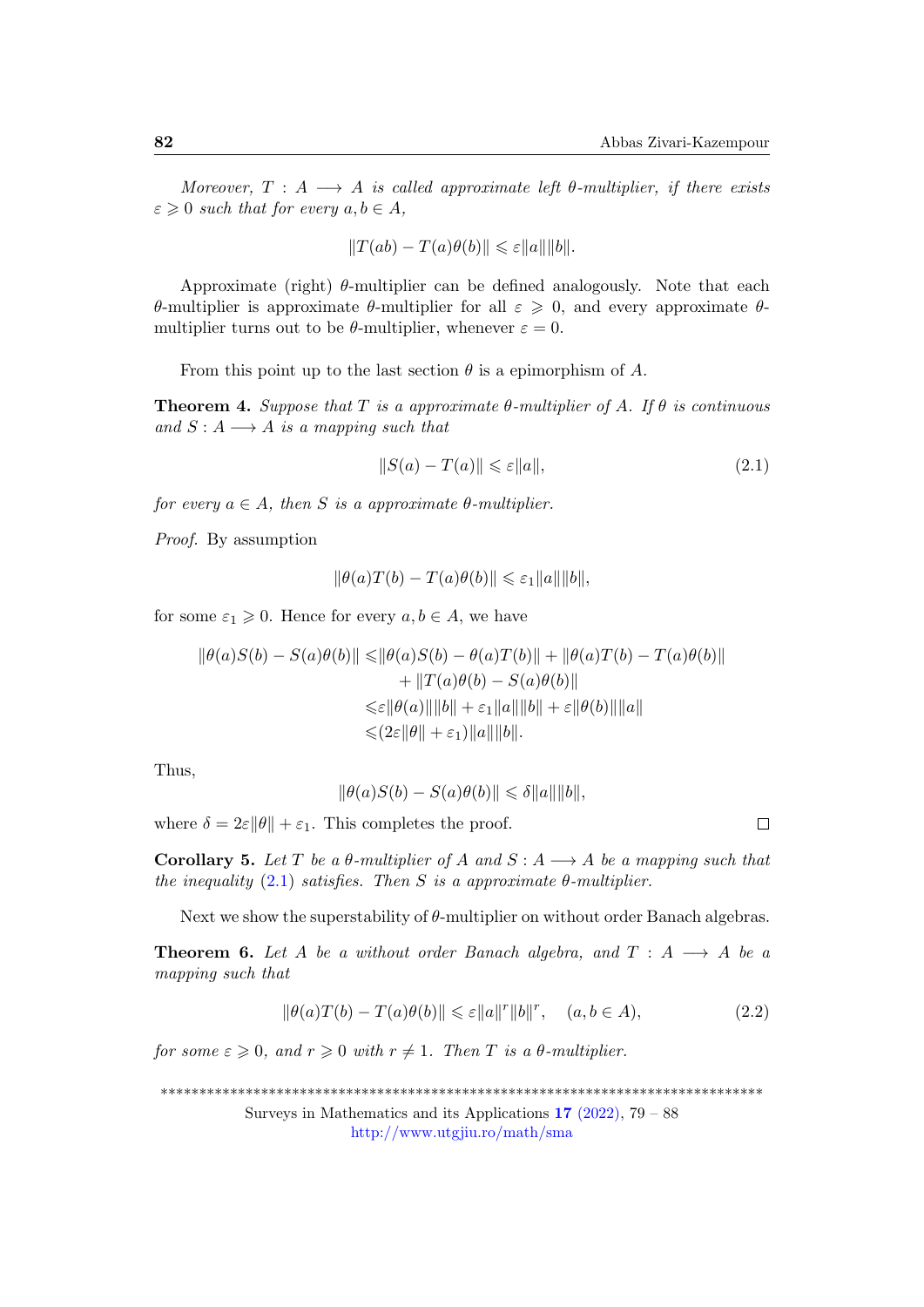*Moreover, $T : A \longrightarrow A$ is called approximate left $\theta$-multiplier, if there exists $\varepsilon \geqslant 0$ such that for every $a, b \in A$,*

$$\|T(ab) - T(a)\theta(b)\| \leqslant \varepsilon\|a\|\|b\|.$$

Approximate (right) $\theta$-multiplier can be defined analogously. Note that each $\theta$-multiplier is approximate $\theta$-multiplier for all $\varepsilon \geqslant 0$, and every approximate $\theta$-multiplier turns out to be $\theta$-multiplier, whenever $\varepsilon = 0$.

From this point up to the last section $\theta$ is a epimorphism of $A$.

**Theorem 4.** *Suppose that $T$ is a approximate $\theta$-multiplier of $A$. If $\theta$ is continuous and $S : A \longrightarrow A$ is a mapping such that*

$$\|S(a) - T(a)\| \leqslant \varepsilon\|a\|, \tag{2.1}$$

*for every $a \in A$, then $S$ is a approximate $\theta$-multiplier.*

*Proof.* By assumption

$$\|\theta(a)T(b) - T(a)\theta(b)\| \leqslant \varepsilon_1\|a\|\|b\|,$$

for some $\varepsilon_1 \geqslant 0$. Hence for every $a, b \in A$, we have

$$\begin{aligned}
\|\theta(a)S(b) - S(a)\theta(b)\| \leqslant & \|\theta(a)S(b) - \theta(a)T(b)\| + \|\theta(a)T(b) - T(a)\theta(b)\| \\
& + \|T(a)\theta(b) - S(a)\theta(b)\| \\
\leqslant & \varepsilon\|\theta(a)\|\|b\| + \varepsilon_1\|a\|\|b\| + \varepsilon\|\theta(b)\|\|a\| \\
\leqslant & (2\varepsilon\|\theta\| + \varepsilon_1)\|a\|\|b\|.
\end{aligned}$$

Thus,

$$\|\theta(a)S(b) - S(a)\theta(b)\| \leqslant \delta\|a\|\|b\|,$$

where $\delta = 2\varepsilon\|\theta\| + \varepsilon_1$. This completes the proof. $\square$

**Corollary 5.** *Let $T$ be a $\theta$-multiplier of $A$ and $S : A \longrightarrow A$ be a mapping such that the inequality (2.1) satisfies. Then $S$ is a approximate $\theta$-multiplier.*

Next we show the superstability of $\theta$-multiplier on without order Banach algebras.

**Theorem 6.** *Let $A$ be a without order Banach algebra, and $T : A \longrightarrow A$ be a mapping such that*

$$\|\theta(a)T(b) - T(a)\theta(b)\| \leqslant \varepsilon\|a\|^r\|b\|^r, \quad (a, b \in A), \tag{2.2}$$

*for some $\varepsilon \geqslant 0$, and $r \geqslant 0$ with $r \neq 1$. Then $T$ is a $\theta$-multiplier.*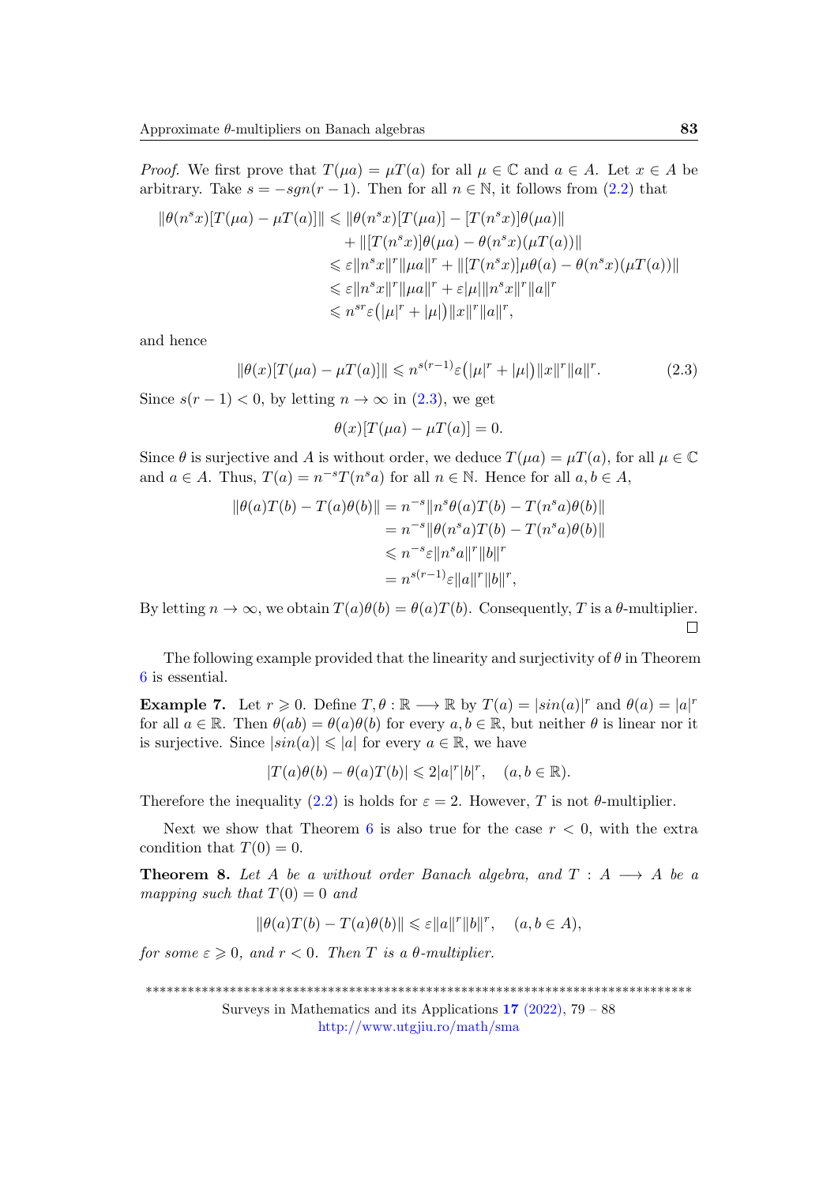*Proof.* We first prove that $T(\mu a) = \mu T(a)$ for all $\mu \in \mathbb{C}$ and $a \in A$. Let $x \in A$ be arbitrary. Take $s = -sgn(r-1)$. Then for all $n \in \mathbb{N}$, it follows from (2.2) that

$$
\begin{aligned}
\|\theta(n^s x)[T(\mu a) - \mu T(a)]\| &\leqslant \|\theta(n^s x)[T(\mu a)] - [T(n^s x)]\theta(\mu a)\| \\
&\quad + \|[T(n^s x)]\theta(\mu a) - \theta(n^s x)(\mu T(a))\| \\
&\leqslant \varepsilon \|n^s x\|^r \|\mu a\|^r + \|[T(n^s x)]\mu\theta(a) - \theta(n^s x)(\mu T(a))\| \\
&\leqslant \varepsilon \|n^s x\|^r \|\mu a\|^r + \varepsilon |\mu| \|n^s x\|^r \|a\|^r \\
&\leqslant n^{sr} \varepsilon \big(|\mu|^r + |\mu|\big) \|x\|^r \|a\|^r,
\end{aligned}
$$

and hence

$$
\|\theta(x)[T(\mu a) - \mu T(a)]\| \leqslant n^{s(r-1)} \varepsilon \big(|\mu|^r + |\mu|\big) \|x\|^r \|a\|^r. \tag{2.3}
$$

Since $s(r-1) < 0$, by letting $n \to \infty$ in (2.3), we get

$$
\theta(x)[T(\mu a) - \mu T(a)] = 0.
$$

Since $\theta$ is surjective and $A$ is without order, we deduce $T(\mu a) = \mu T(a)$, for all $\mu \in \mathbb{C}$ and $a \in A$. Thus, $T(a) = n^{-s} T(n^s a)$ for all $n \in \mathbb{N}$. Hence for all $a, b \in A$,

$$
\begin{aligned}
\|\theta(a)T(b) - T(a)\theta(b)\| &= n^{-s} \|n^s \theta(a) T(b) - T(n^s a)\theta(b)\| \\
&= n^{-s} \|\theta(n^s a) T(b) - T(n^s a)\theta(b)\| \\
&\leqslant n^{-s} \varepsilon \|n^s a\|^r \|b\|^r \\
&= n^{s(r-1)} \varepsilon \|a\|^r \|b\|^r,
\end{aligned}
$$

By letting $n \to \infty$, we obtain $T(a)\theta(b) = \theta(a)T(b)$. Consequently, $T$ is a $\theta$-multiplier. $\square$

The following example provided that the linearity and surjectivity of $\theta$ in Theorem 6 is essential.

**Example 7.** Let $r \geqslant 0$. Define $T, \theta : \mathbb{R} \longrightarrow \mathbb{R}$ by $T(a) = |sin(a)|^r$ and $\theta(a) = |a|^r$ for all $a \in \mathbb{R}$. Then $\theta(ab) = \theta(a)\theta(b)$ for every $a, b \in \mathbb{R}$, but neither $\theta$ is linear nor it is surjective. Since $|sin(a)| \leqslant |a|$ for every $a \in \mathbb{R}$, we have

$$
|T(a)\theta(b) - \theta(a)T(b)| \leqslant 2|a|^r |b|^r, \quad (a, b \in \mathbb{R}).
$$

Therefore the inequality (2.2) is holds for $\varepsilon = 2$. However, $T$ is not $\theta$-multiplier.

Next we show that Theorem 6 is also true for the case $r < 0$, with the extra condition that $T(0) = 0$.

**Theorem 8.** *Let $A$ be a without order Banach algebra, and $T : A \longrightarrow A$ be a mapping such that $T(0) = 0$ and*

$$
\|\theta(a)T(b) - T(a)\theta(b)\| \leqslant \varepsilon \|a\|^r \|b\|^r, \quad (a, b \in A),
$$

*for some $\varepsilon \geqslant 0$, and $r < 0$. Then $T$ is a $\theta$-multiplier.*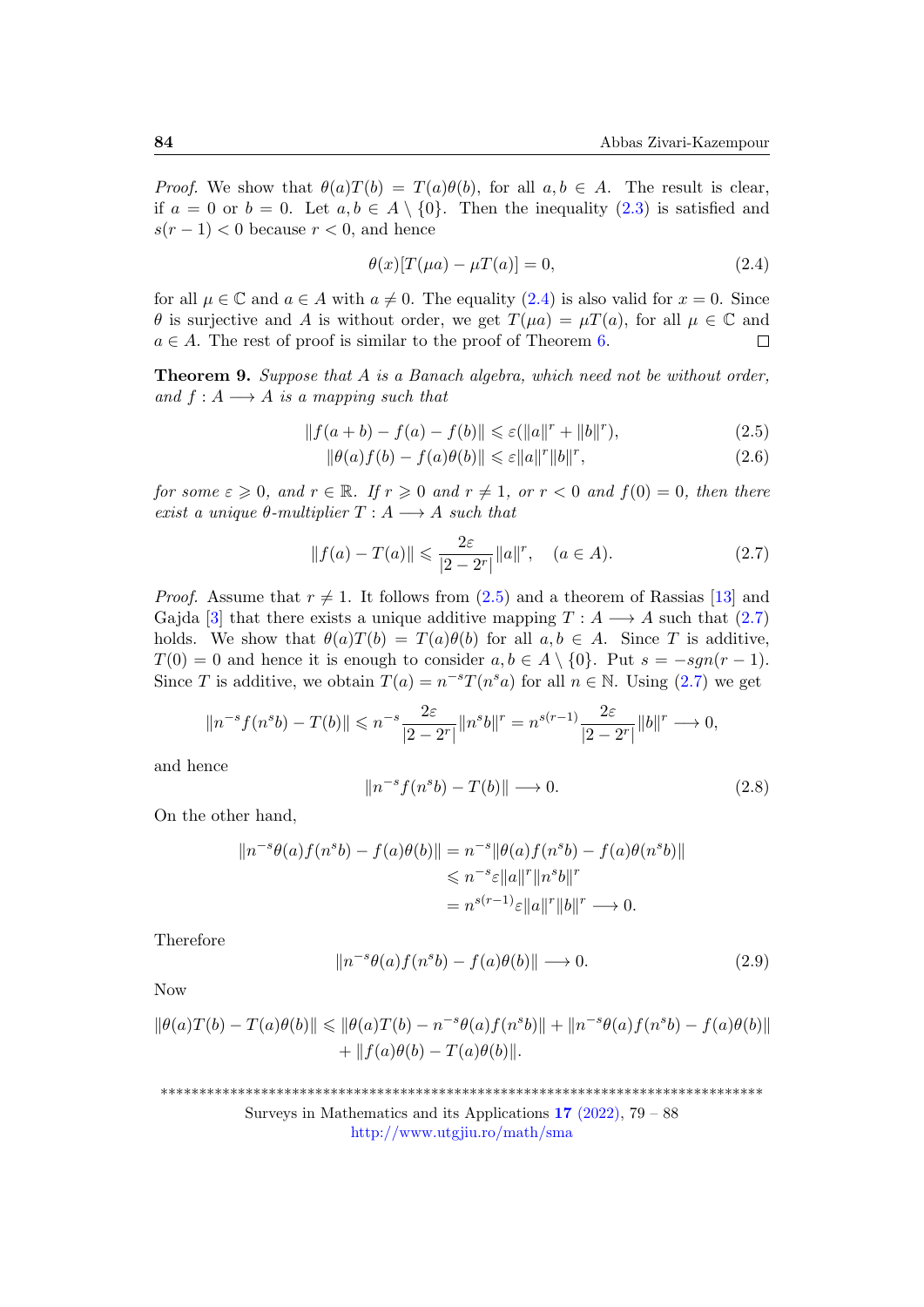*Proof.* We show that $\theta(a)T(b) = T(a)\theta(b)$, for all $a, b \in A$. The result is clear, if $a = 0$ or $b = 0$. Let $a, b \in A \setminus \{0\}$. Then the inequality (2.3) is satisfied and $s(r-1) < 0$ because $r < 0$, and hence

$$\theta(x)[T(\mu a) - \mu T(a)] = 0, \tag{2.4}$$

for all $\mu \in \mathbb{C}$ and $a \in A$ with $a \neq 0$. The equality (2.4) is also valid for $x = 0$. Since $\theta$ is surjective and $A$ is without order, we get $T(\mu a) = \mu T(a)$, for all $\mu \in \mathbb{C}$ and $a \in A$. The rest of proof is similar to the proof of Theorem 6. $\square$

**Theorem 9.** *Suppose that $A$ is a Banach algebra, which need not be without order, and $f : A \longrightarrow A$ is a mapping such that*

$$\|f(a+b) - f(a) - f(b)\| \leqslant \varepsilon(\|a\|^r + \|b\|^r), \tag{2.5}$$

$$\|\theta(a)f(b) - f(a)\theta(b)\| \leqslant \varepsilon\|a\|^r\|b\|^r, \tag{2.6}$$

*for some $\varepsilon \geqslant 0$, and $r \in \mathbb{R}$. If $r \geqslant 0$ and $r \neq 1$, or $r < 0$ and $f(0) = 0$, then there exist a unique $\theta$-multiplier $T : A \longrightarrow A$ such that*

$$\|f(a) - T(a)\| \leqslant \frac{2\varepsilon}{|2 - 2^r|}\|a\|^r, \quad (a \in A). \tag{2.7}$$

*Proof.* Assume that $r \neq 1$. It follows from (2.5) and a theorem of Rassias [13] and Gajda [3] that there exists a unique additive mapping $T : A \longrightarrow A$ such that (2.7) holds. We show that $\theta(a)T(b) = T(a)\theta(b)$ for all $a, b \in A$. Since $T$ is additive, $T(0) = 0$ and hence it is enough to consider $a, b \in A \setminus \{0\}$. Put $s = -sgn(r-1)$. Since $T$ is additive, we obtain $T(a) = n^{-s}T(n^s a)$ for all $n \in \mathbb{N}$. Using (2.7) we get

$$\|n^{-s}f(n^s b) - T(b)\| \leqslant n^{-s}\frac{2\varepsilon}{|2 - 2^r|}\|n^s b\|^r = n^{s(r-1)}\frac{2\varepsilon}{|2 - 2^r|}\|b\|^r \longrightarrow 0,$$

and hence

$$\|n^{-s}f(n^s b) - T(b)\| \longrightarrow 0. \tag{2.8}$$

On the other hand,

$$\begin{aligned}
\|n^{-s}\theta(a)f(n^s b) - f(a)\theta(b)\| &= n^{-s}\|\theta(a)f(n^s b) - f(a)\theta(n^s b)\| \\
&\leqslant n^{-s}\varepsilon\|a\|^r\|n^s b\|^r \\
&= n^{s(r-1)}\varepsilon\|a\|^r\|b\|^r \longrightarrow 0.
\end{aligned}$$

Therefore

$$\|n^{-s}\theta(a)f(n^s b) - f(a)\theta(b)\| \longrightarrow 0. \tag{2.9}$$

Now

$$\begin{aligned}
\|\theta(a)T(b) - T(a)\theta(b)\| \leqslant\ & \|\theta(a)T(b) - n^{-s}\theta(a)f(n^s b)\| + \|n^{-s}\theta(a)f(n^s b) - f(a)\theta(b)\| \\
&+ \|f(a)\theta(b) - T(a)\theta(b)\|.
\end{aligned}$$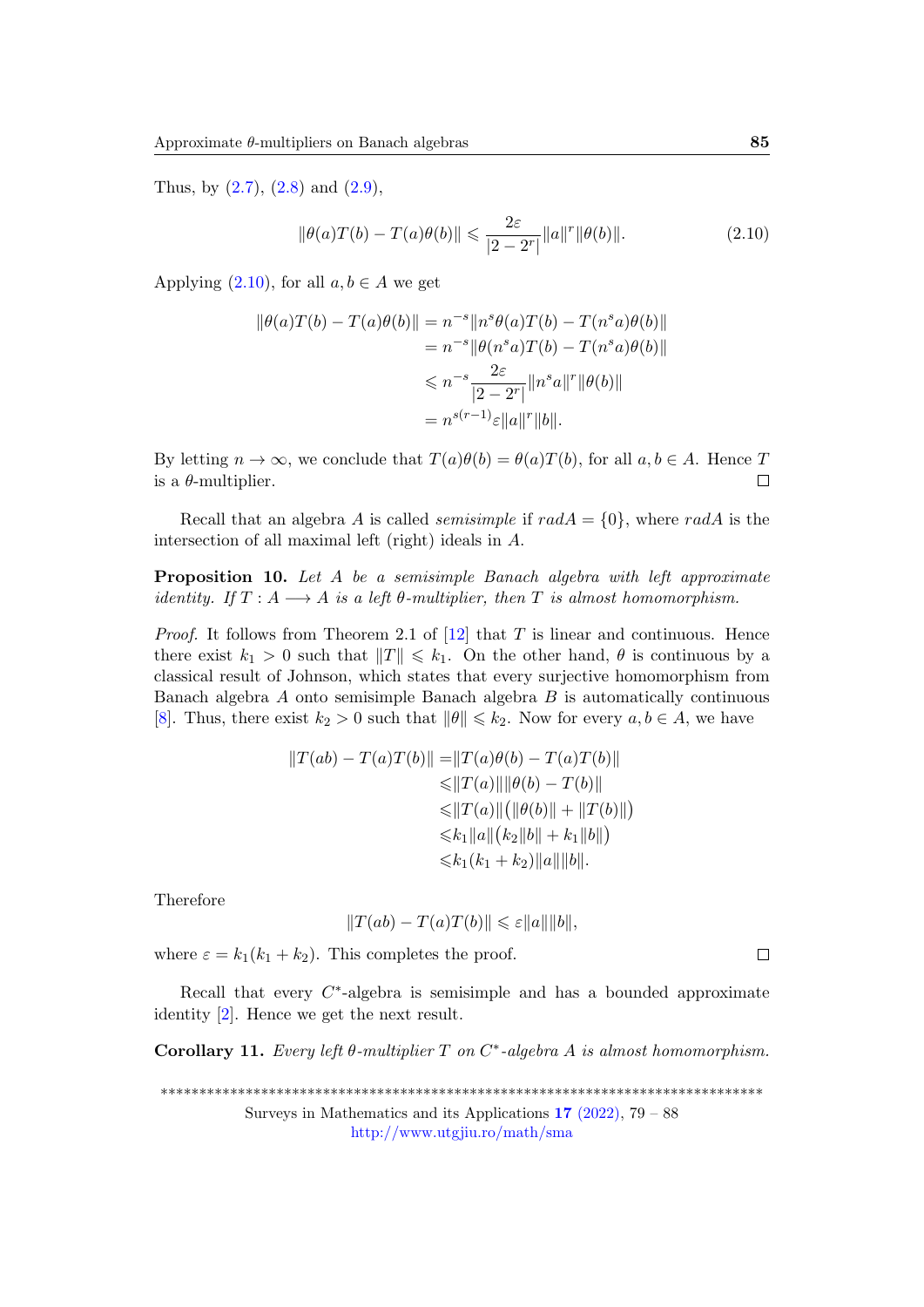Thus, by (2.7), (2.8) and (2.9),

$$\|\theta(a)T(b) - T(a)\theta(b)\| \leqslant \frac{2\varepsilon}{|2-2^r|}\|a\|^r\|\theta(b)\|. \tag{2.10}$$

Applying (2.10), for all $a, b \in A$ we get

$$\begin{aligned}
\|\theta(a)T(b) - T(a)\theta(b)\| &= n^{-s}\|n^s\theta(a)T(b) - T(n^s a)\theta(b)\| \\
&= n^{-s}\|\theta(n^s a)T(b) - T(n^s a)\theta(b)\| \\
&\leqslant n^{-s}\frac{2\varepsilon}{|2-2^r|}\|n^s a\|^r\|\theta(b)\| \\
&= n^{s(r-1)}\varepsilon\|a\|^r\|b\|.
\end{aligned}$$

By letting $n \to \infty$, we conclude that $T(a)\theta(b) = \theta(a)T(b)$, for all $a, b \in A$. Hence $T$ is a $\theta$-multiplier. □

Recall that an algebra $A$ is called *semisimple* if $radA = \{0\}$, where $radA$ is the intersection of all maximal left (right) ideals in $A$.

**Proposition 10.** *Let $A$ be a semisimple Banach algebra with left approximate identity. If $T : A \longrightarrow A$ is a left $\theta$-multiplier, then $T$ is almost homomorphism.*

*Proof.* It follows from Theorem 2.1 of [12] that $T$ is linear and continuous. Hence there exist $k_1 > 0$ such that $\|T\| \leqslant k_1$. On the other hand, $\theta$ is continuous by a classical result of Johnson, which states that every surjective homomorphism from Banach algebra $A$ onto semisimple Banach algebra $B$ is automatically continuous [8]. Thus, there exist $k_2 > 0$ such that $\|\theta\| \leqslant k_2$. Now for every $a, b \in A$, we have

$$\begin{aligned}
\|T(ab) - T(a)T(b)\| =& \|T(a)\theta(b) - T(a)T(b)\| \\
\leqslant& \|T(a)\|\|\theta(b) - T(b)\| \\
\leqslant& \|T(a)\|\big(\|\theta(b)\| + \|T(b)\|\big) \\
\leqslant& k_1\|a\|\big(k_2\|b\| + k_1\|b\|\big) \\
\leqslant& k_1(k_1 + k_2)\|a\|\|b\|.
\end{aligned}$$

Therefore

$$\|T(ab) - T(a)T(b)\| \leqslant \varepsilon\|a\|\|b\|,$$

where $\varepsilon = k_1(k_1 + k_2)$. This completes the proof. □

Recall that every $C^*$-algebra is semisimple and has a bounded approximate identity [2]. Hence we get the next result.

**Corollary 11.** *Every left $\theta$-multiplier $T$ on $C^*$-algebra $A$ is almost homomorphism.*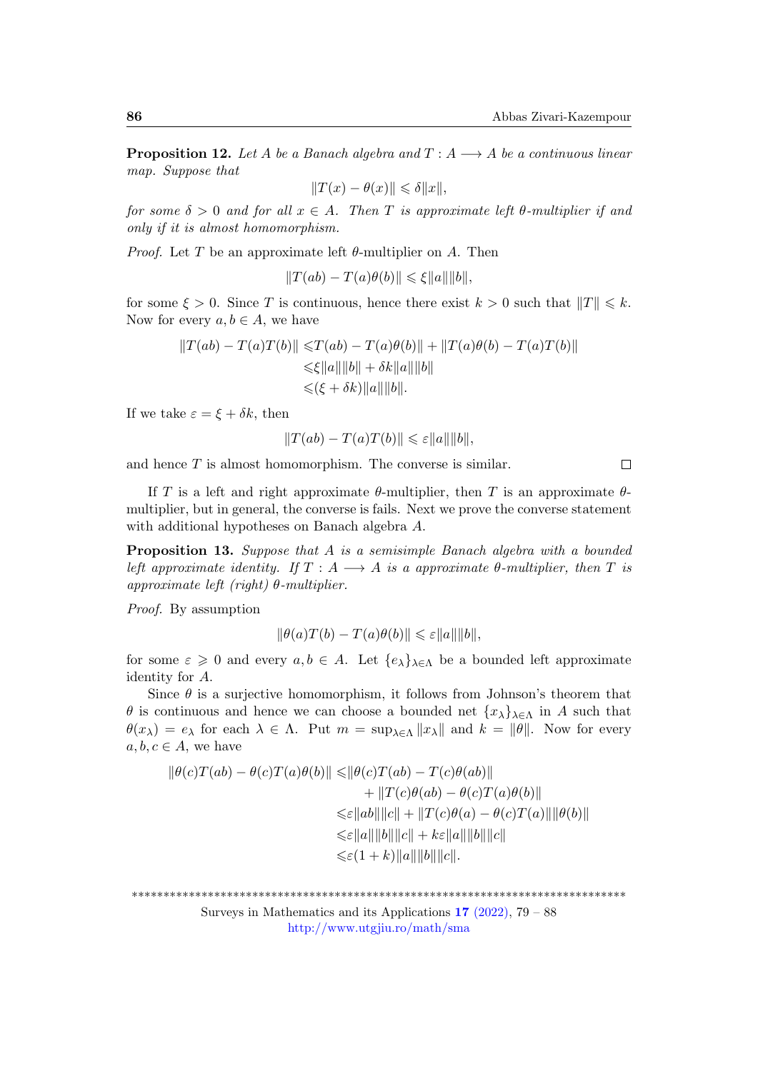**Proposition 12.** *Let $A$ be a Banach algebra and $T : A \longrightarrow A$ be a continuous linear map. Suppose that*

$$\|T(x) - \theta(x)\| \leqslant \delta \|x\|,$$

*for some $\delta > 0$ and for all $x \in A$. Then $T$ is approximate left $\theta$-multiplier if and only if it is almost homomorphism.*

*Proof.* Let $T$ be an approximate left $\theta$-multiplier on $A$. Then

$$\|T(ab) - T(a)\theta(b)\| \leqslant \xi \|a\|\|b\|,$$

for some $\xi > 0$. Since $T$ is continuous, hence there exist $k > 0$ such that $\|T\| \leqslant k$. Now for every $a, b \in A$, we have

$$\begin{aligned}
\|T(ab) - T(a)T(b)\| \leqslant & T(ab) - T(a)\theta(b)\| + \|T(a)\theta(b) - T(a)T(b)\| \\
\leqslant & \xi \|a\|\|b\| + \delta k \|a\|\|b\| \\
\leqslant & (\xi + \delta k)\|a\|\|b\|.
\end{aligned}$$

If we take $\varepsilon = \xi + \delta k$, then

$$\|T(ab) - T(a)T(b)\| \leqslant \varepsilon \|a\|\|b\|,$$

and hence $T$ is almost homomorphism. The converse is similar. $\square$

If $T$ is a left and right approximate $\theta$-multiplier, then $T$ is an approximate $\theta$-multiplier, but in general, the converse is fails. Next we prove the converse statement with additional hypotheses on Banach algebra $A$.

**Proposition 13.** *Suppose that $A$ is a semisimple Banach algebra with a bounded left approximate identity. If $T : A \longrightarrow A$ is a approximate $\theta$-multiplier, then $T$ is approximate left (right) $\theta$-multiplier.*

*Proof.* By assumption

$$\|\theta(a)T(b) - T(a)\theta(b)\| \leqslant \varepsilon \|a\|\|b\|,$$

for some $\varepsilon \geqslant 0$ and every $a, b \in A$. Let $\{e_\lambda\}_{\lambda \in \Lambda}$ be a bounded left approximate identity for $A$.

Since $\theta$ is a surjective homomorphism, it follows from Johnson's theorem that $\theta$ is continuous and hence we can choose a bounded net $\{x_\lambda\}_{\lambda \in \Lambda}$ in $A$ such that $\theta(x_\lambda) = e_\lambda$ for each $\lambda \in \Lambda$. Put $m = \sup_{\lambda \in \Lambda} \|x_\lambda\|$ and $k = \|\theta\|$. Now for every $a, b, c \in A$, we have

$$\begin{aligned}
\|\theta(c)T(ab) - \theta(c)T(a)\theta(b)\| \leqslant & \|\theta(c)T(ab) - T(c)\theta(ab)\| \\
& + \|T(c)\theta(ab) - \theta(c)T(a)\theta(b)\| \\
\leqslant & \varepsilon \|ab\|\|c\| + \|T(c)\theta(a) - \theta(c)T(a)\|\|\theta(b)\| \\
\leqslant & \varepsilon \|a\|\|b\|\|c\| + k\varepsilon \|a\|\|b\|\|c\| \\
\leqslant & \varepsilon(1 + k)\|a\|\|b\|\|c\|.
\end{aligned}$$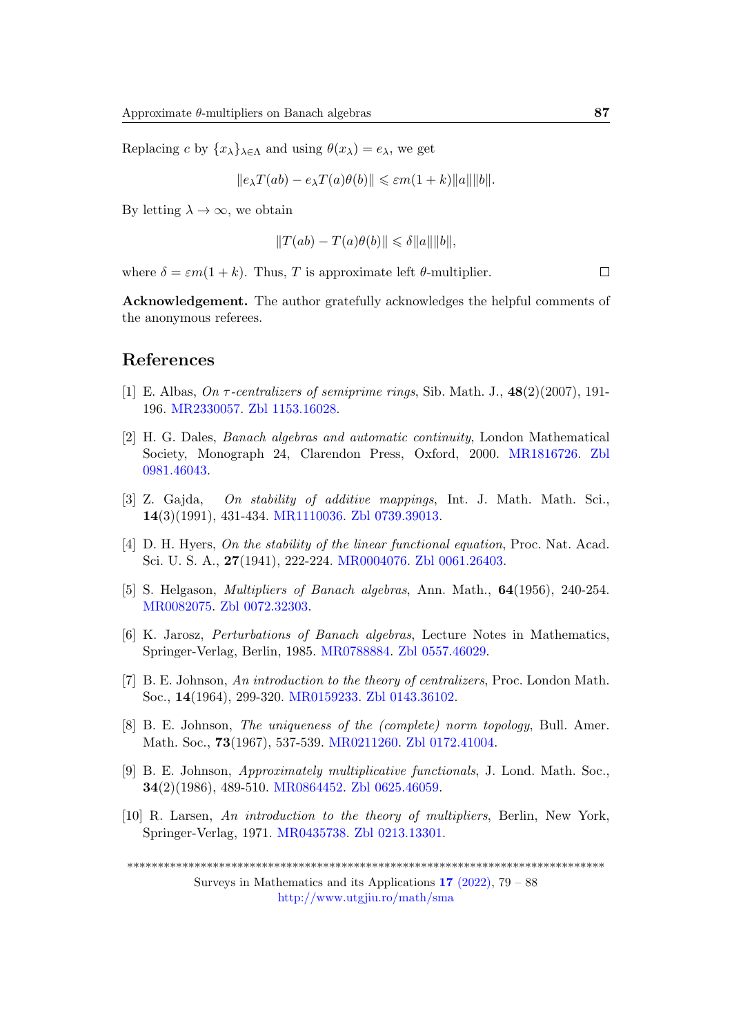Replacing $c$ by $\{x_\lambda\}_{\lambda\in\Lambda}$ and using $\theta(x_\lambda) = e_\lambda$, we get

$$\|e_\lambda T(ab) - e_\lambda T(a)\theta(b)\| \leqslant \varepsilon m(1+k)\|a\|\|b\|.$$

By letting $\lambda \to \infty$, we obtain

$$\|T(ab) - T(a)\theta(b)\| \leqslant \delta\|a\|\|b\|,$$

where $\delta = \varepsilon m(1+k)$. Thus, $T$ is approximate left $\theta$-multiplier. □

**Acknowledgement.** The author gratefully acknowledges the helpful comments of the anonymous referees.

## References

[1] E. Albas, *On $\tau$-centralizers of semiprime rings*, Sib. Math. J., **48**(2)(2007), 191-196. MR2330057. Zbl 1153.16028.

[2] H. G. Dales, *Banach algebras and automatic continuity*, London Mathematical Society, Monograph 24, Clarendon Press, Oxford, 2000. MR1816726. Zbl 0981.46043.

[3] Z. Gajda, *On stability of additive mappings*, Int. J. Math. Math. Sci., **14**(3)(1991), 431-434. MR1110036. Zbl 0739.39013.

[4] D. H. Hyers, *On the stability of the linear functional equation*, Proc. Nat. Acad. Sci. U. S. A., **27**(1941), 222-224. MR0004076. Zbl 0061.26403.

[5] S. Helgason, *Multipliers of Banach algebras*, Ann. Math., **64**(1956), 240-254. MR0082075. Zbl 0072.32303.

[6] K. Jarosz, *Perturbations of Banach algebras*, Lecture Notes in Mathematics, Springer-Verlag, Berlin, 1985. MR0788884. Zbl 0557.46029.

[7] B. E. Johnson, *An introduction to the theory of centralizers*, Proc. London Math. Soc., **14**(1964), 299-320. MR0159233. Zbl 0143.36102.

[8] B. E. Johnson, *The uniqueness of the (complete) norm topology*, Bull. Amer. Math. Soc., **73**(1967), 537-539. MR0211260. Zbl 0172.41004.

[9] B. E. Johnson, *Approximately multiplicative functionals*, J. Lond. Math. Soc., **34**(2)(1986), 489-510. MR0864452. Zbl 0625.46059.

[10] R. Larsen, *An introduction to the theory of multipliers*, Berlin, New York, Springer-Verlag, 1971. MR0435738. Zbl 0213.13301.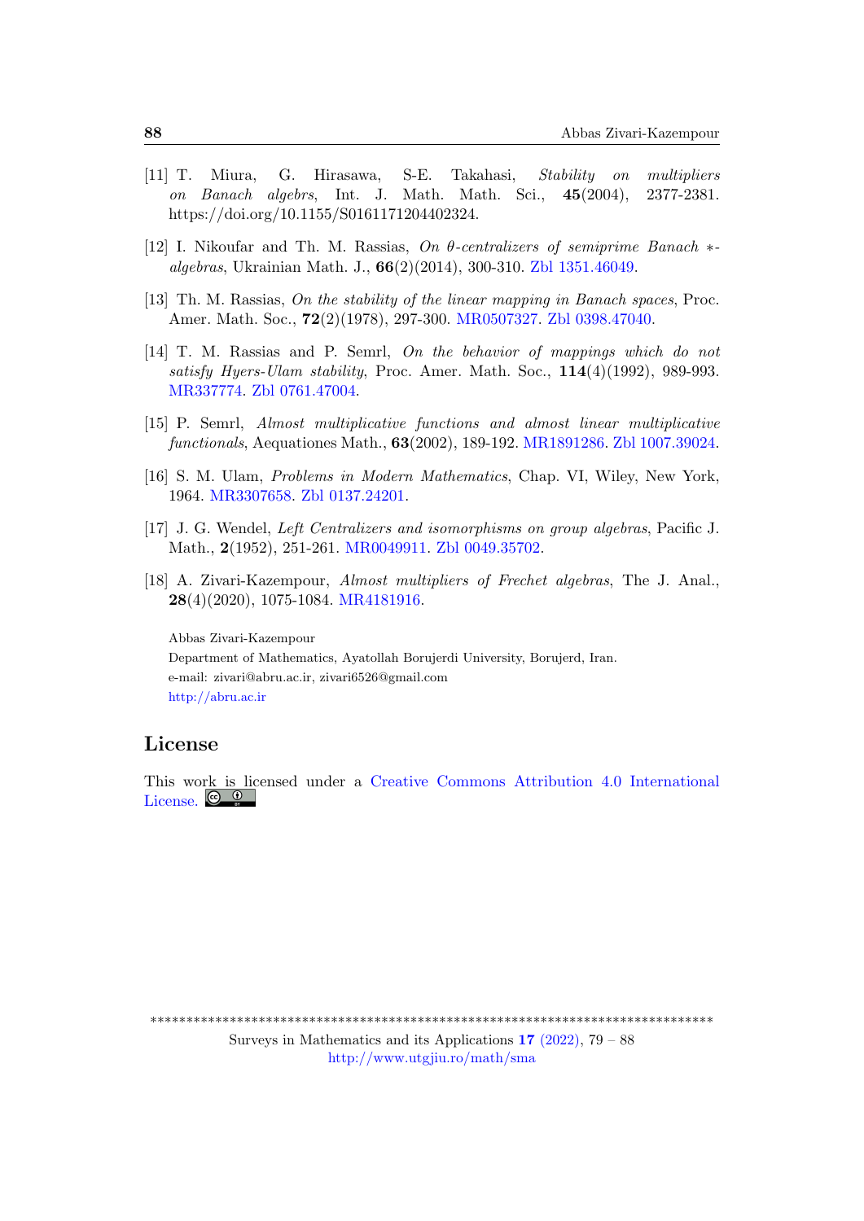[11] T. Miura, G. Hirasawa, S-E. Takahasi, *Stability on multipliers on Banach algebrs*, Int. J. Math. Math. Sci., **45**(2004), 2377-2381. https://doi.org/10.1155/S0161171204402324.

[12] I. Nikoufar and Th. M. Rassias, *On $\theta$-centralizers of semiprime Banach $*$-algebras*, Ukrainian Math. J., **66**(2)(2014), 300-310. Zbl 1351.46049.

[13] Th. M. Rassias, *On the stability of the linear mapping in Banach spaces*, Proc. Amer. Math. Soc., **72**(2)(1978), 297-300. MR0507327. Zbl 0398.47040.

[14] T. M. Rassias and P. Semrl, *On the behavior of mappings which do not satisfy Hyers-Ulam stability*, Proc. Amer. Math. Soc., **114**(4)(1992), 989-993. MR337774. Zbl 0761.47004.

[15] P. Semrl, *Almost multiplicative functions and almost linear multiplicative functionals*, Aequationes Math., **63**(2002), 189-192. MR1891286. Zbl 1007.39024.

[16] S. M. Ulam, *Problems in Modern Mathematics*, Chap. VI, Wiley, New York, 1964. MR3307658. Zbl 0137.24201.

[17] J. G. Wendel, *Left Centralizers and isomorphisms on group algebras*, Pacific J. Math., **2**(1952), 251-261. MR0049911. Zbl 0049.35702.

[18] A. Zivari-Kazempour, *Almost multipliers of Frechet algebras*, The J. Anal., **28**(4)(2020), 1075-1084. MR4181916.

Abbas Zivari-Kazempour
Department of Mathematics, Ayatollah Borujerdi University, Borujerd, Iran.
e-mail: zivari@abru.ac.ir, zivari6526@gmail.com
http://abru.ac.ir

## License

This work is licensed under a Creative Commons Attribution 4.0 International License.